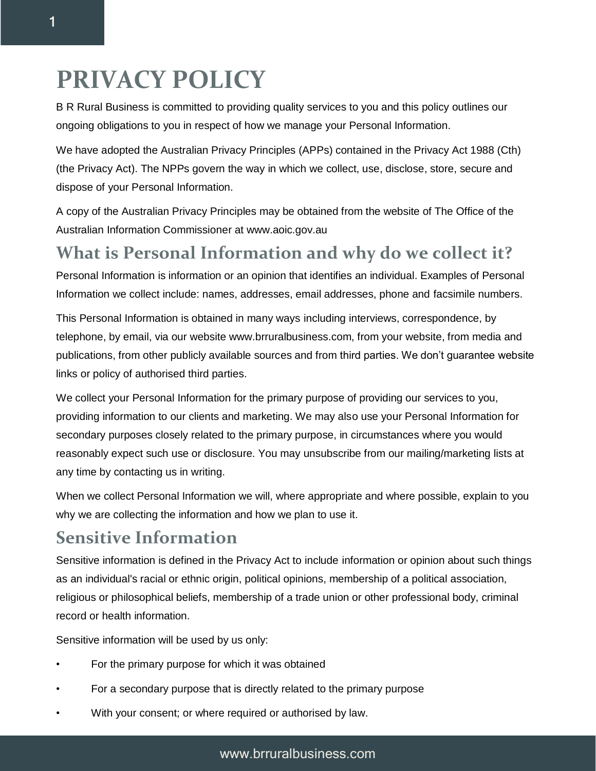# PRIVACY POLICY

B R Rural Business is committed to providing quality services to you and this policy outlines our ongoing obligations to you in respect of how we manage your Personal Information.

We have adopted the Australian Privacy Principles (APPs) contained in the Privacy Act 1988 (Cth) (the Privacy Act). The NPPs govern the way in which we collect, use, disclose, store, secure and dispose of your Personal Information.

A copy of the Australian Privacy Principles may be obtained from the website of The Office of the Australian Information Commissioner at www.aoic.gov.au

## What is Personal Information and why do we collect it?

Personal Information is information or an opinion that identifies an individual. Examples of Personal Information we collect include: names, addresses, email addresses, phone and facsimile numbers.

This Personal Information is obtained in many ways including interviews, correspondence, by telephone, by email, via our website www.brruralbusiness.com, from your website, from media and publications, from other publicly available sources and from third parties. We don't guarantee website links or policy of authorised third parties.

We collect your Personal Information for the primary purpose of providing our services to you, providing information to our clients and marketing. We may also use your Personal Information for secondary purposes closely related to the primary purpose, in circumstances where you would reasonably expect such use or disclosure. You may unsubscribe from our mailing/marketing lists at any time by contacting us in writing.

When we collect Personal Information we will, where appropriate and where possible, explain to you why we are collecting the information and how we plan to use it.

## Sensitive Information

Sensitive information is defined in the Privacy Act to include information or opinion about such things as an individual's racial or ethnic origin, political opinions, membership of a political association, religious or philosophical beliefs, membership of a trade union or other professional body, criminal record or health information.

Sensitive information will be used by us only:

- For the primary purpose for which it was obtained
- For a secondary purpose that is directly related to the primary purpose
- With your consent; or where required or authorised by law.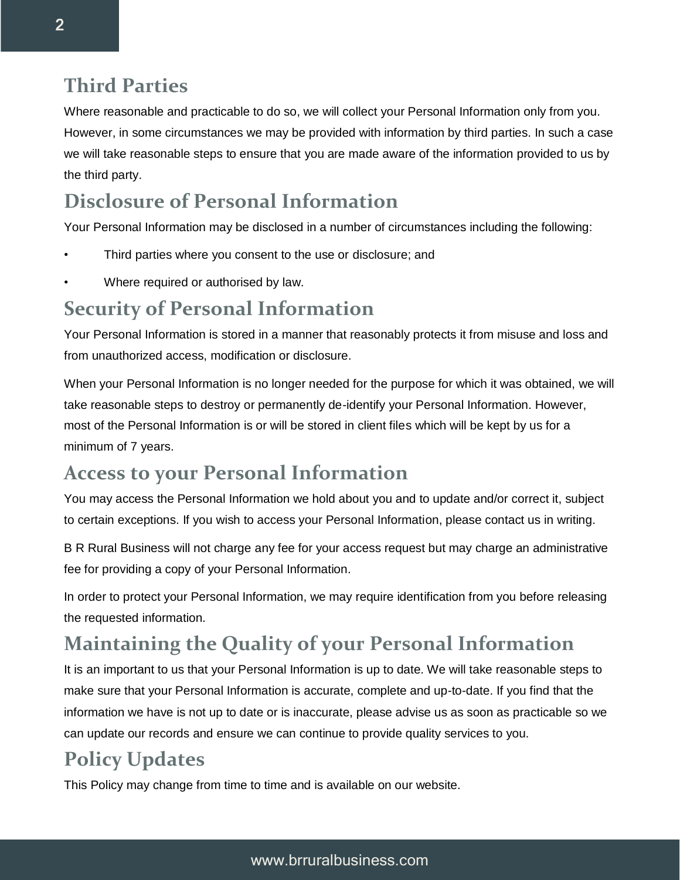## Third Parties

Where reasonable and practicable to do so, we will collect your Personal Information only from you. However, in some circumstances we may be provided with information by third parties. In such a case we will take reasonable steps to ensure that you are made aware of the information provided to us by the third party.

## Disclosure of Personal Information

Your Personal Information may be disclosed in a number of circumstances including the following:

- Third parties where you consent to the use or disclosure; and
- Where required or authorised by law.

## Security of Personal Information

Your Personal Information is stored in a manner that reasonably protects it from misuse and loss and from unauthorized access, modification or disclosure.

When your Personal Information is no longer needed for the purpose for which it was obtained, we will take reasonable steps to destroy or permanently de-identify your Personal Information. However, most of the Personal Information is or will be stored in client files which will be kept by us for a minimum of 7 years.

## Access to your Personal Information

You may access the Personal Information we hold about you and to update and/or correct it, subject to certain exceptions. If you wish to access your Personal Information, please contact us in writing.

B R Rural Business will not charge any fee for your access request but may charge an administrative fee for providing a copy of your Personal Information.

In order to protect your Personal Information, we may require identification from you before releasing the requested information.

## Maintaining the Quality of your Personal Information

It is an important to us that your Personal Information is up to date. We will take reasonable steps to make sure that your Personal Information is accurate, complete and up-to-date. If you find that the information we have is not up to date or is inaccurate, please advise us as soon as practicable so we can update our records and ensure we can continue to provide quality services to you.

## Policy Updates

This Policy may change from time to time and is available on our website.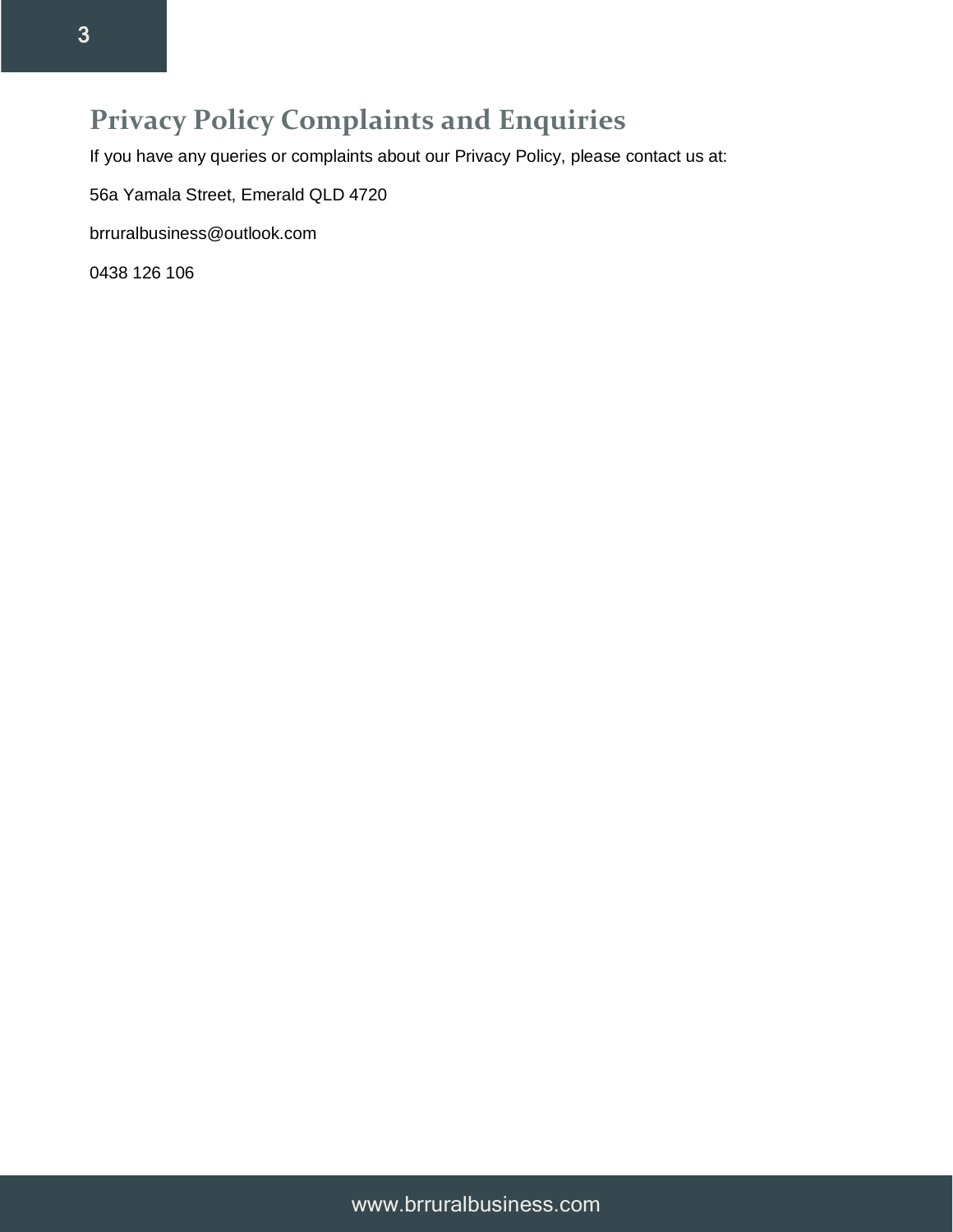## Privacy Policy Complaints and Enquiries

If you have any queries or complaints about our Privacy Policy, please contact us at:

56a Yamala Street, Emerald QLD 4720

brruralbusiness@outlook.com

0438 126 106